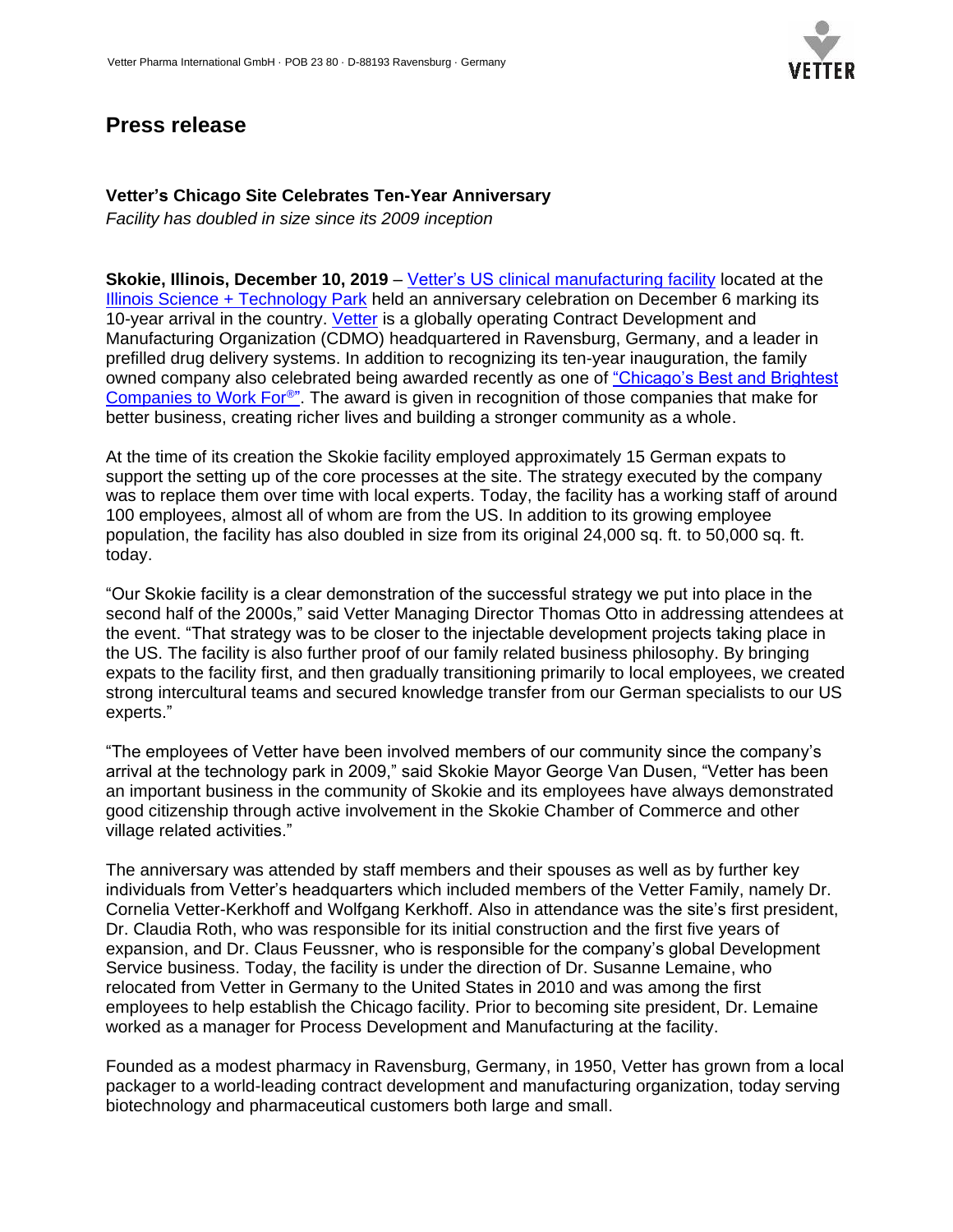Vetter Pharma International GmbH · POB 23 80 · D-88193 Ravensburg · Germany

# Press release

**Vetter's Chicago Site Celebrates Ten-Year Anniversary**

*Facility has doubled in size since its 2009 inception*

**Skokie, Illinois, December 10, 2019** – Vetter's US clinical manufacturing facility located at the Illinois Science + Technology Park held an anniversary celebration on December 6 marking its 10-year arrival in the country. Vetter is a globally operating Contract Development and Manufacturing Organization (CDMO) headquartered in Ravensburg, Germany, and a leader in prefilled drug delivery systems. In addition to recognizing its ten-year inauguration, the family owned company also celebrated being awarded recently as one of "Chicago's Best and Brightest Companies to Work For®". The award is given in recognition of those companies that make for better business, creating richer lives and building a stronger community as a whole.

At the time of its creation the Skokie facility employed approximately 15 German expats to support the setting up of the core processes at the site. The strategy executed by the company was to replace them over time with local experts. Today, the facility has a working staff of around 100 employees, almost all of whom are from the US. In addition to its growing employee population, the facility has also doubled in size from its original 24,000 sq. ft. to 50,000 sq. ft. today.

"Our Skokie facility is a clear demonstration of the successful strategy we put into place in the second half of the 2000s," said Vetter Managing Director Thomas Otto in addressing attendees at the event. "That strategy was to be closer to the injectable development projects taking place in the US. The facility is also further proof of our family related business philosophy. By bringing expats to the facility first, and then gradually transitioning primarily to local employees, we created strong intercultural teams and secured knowledge transfer from our German specialists to our US experts."

"The employees of Vetter have been involved members of our community since the company's arrival at the technology park in 2009," said Skokie Mayor George Van Dusen, "Vetter has been an important business in the community of Skokie and its employees have always demonstrated good citizenship through active involvement in the Skokie Chamber of Commerce and other village related activities."

The anniversary was attended by staff members and their spouses as well as by further key individuals from Vetter's headquarters which included members of the Vetter Family, namely Dr. Cornelia Vetter-Kerkhoff and Wolfgang Kerkhoff. Also in attendance was the site's first president, Dr. Claudia Roth, who was responsible for its initial construction and the first five years of expansion, and Dr. Claus Feussner, who is responsible for the company's global Development Service business. Today, the facility is under the direction of Dr. Susanne Lemaine, who relocated from Vetter in Germany to the United States in 2010 and was among the first employees to help establish the Chicago facility. Prior to becoming site president, Dr. Lemaine worked as a manager for Process Development and Manufacturing at the facility.

Founded as a modest pharmacy in Ravensburg, Germany, in 1950, Vetter has grown from a local packager to a world-leading contract development and manufacturing organization, today serving biotechnology and pharmaceutical customers both large and small.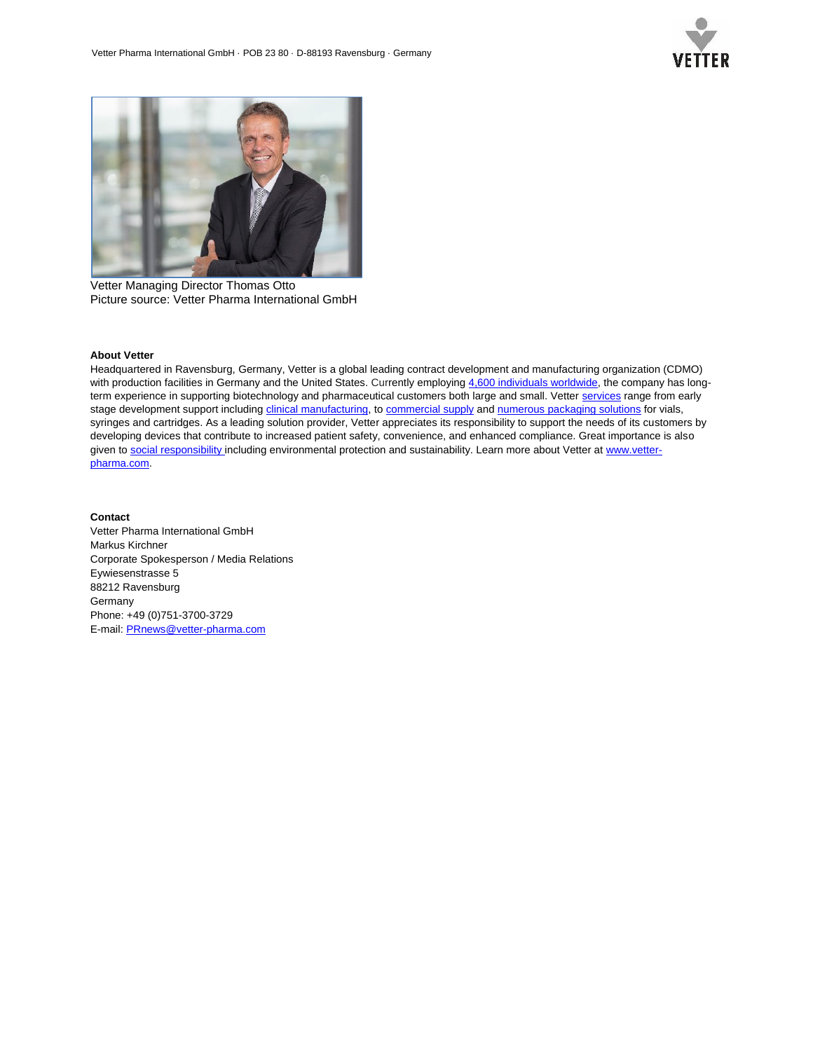Vetter Managing Director Thomas Otto
Picture source: Vetter Pharma International GmbH

**About Vetter**

Headquartered in Ravensburg, Germany, Vetter is a global leading contract development and manufacturing organization (CDMO) with production facilities in Germany and the United States. Currently employing 4,600 individuals worldwide, the company has long-term experience in supporting biotechnology and pharmaceutical customers both large and small. Vetter services range from early stage development support including clinical manufacturing, to commercial supply and numerous packaging solutions for vials, syringes and cartridges. As a leading solution provider, Vetter appreciates its responsibility to support the needs of its customers by developing devices that contribute to increased patient safety, convenience, and enhanced compliance. Great importance is also given to social responsibility including environmental protection and sustainability. Learn more about Vetter at www.vetter-pharma.com.

**Contact**

Vetter Pharma International GmbH
Markus Kirchner
Corporate Spokesperson / Media Relations
Eywiesenstrasse 5
88212 Ravensburg
Germany
Phone: +49 (0)751-3700-3729
E-mail: PRnews@vetter-pharma.com